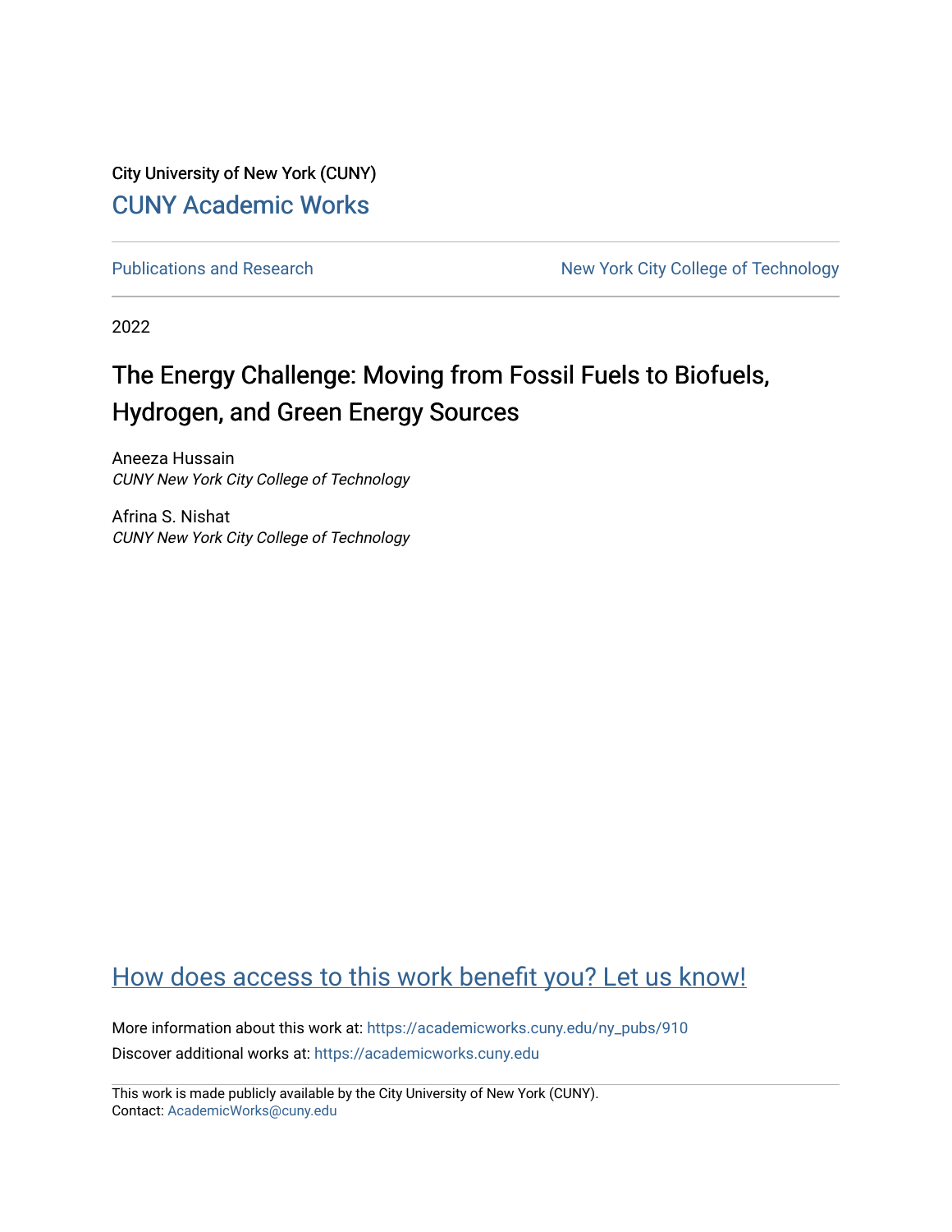City University of New York (CUNY)

CUNY Academic Works

Publications and Research

New York City College of Technology

2022

# The Energy Challenge: Moving from Fossil Fuels to Biofuels, Hydrogen, and Green Energy Sources

Aneeza Hussain
*CUNY New York City College of Technology*

Afrina S. Nishat
*CUNY New York City College of Technology*

How does access to this work benefit you? Let us know!

More information about this work at: https://academicworks.cuny.edu/ny_pubs/910

Discover additional works at: https://academicworks.cuny.edu

This work is made publicly available by the City University of New York (CUNY).
Contact: AcademicWorks@cuny.edu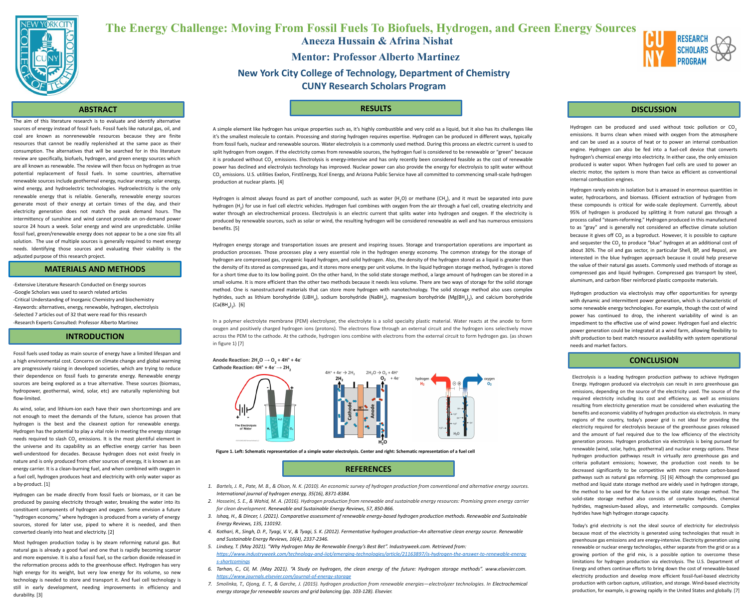# The Energy Challenge: Moving From Fossil Fuels To Biofuels, Hydrogen, and Green Energy Sources

**Aneeza Hussain & Afrina Nishat**

**Mentor: Professor Alberto Martinez**

**New York City College of Technology, Department of Chemistry**

**CUNY Research Scholars Program**

## ABSTRACT

The aim of this literature research is to evaluate and identify alternative sources of energy instead of fossil fuels. Fossil fuels like natural gas, oil, and coal are known as nonrenewable resources because they are finite resources that cannot be readily replenished at the same pace as their consumption. The alternatives that will be searched for in this literature review are specifically, biofuels, hydrogen, and green energy sources which are all known as renewable. The review will then focus on hydrogen as true potential replacement of fossil fuels. In some countries, alternative renewable sources include geothermal energy, nuclear energy, solar energy, wind energy, and hydroelectric technologies. Hydroelectricity is the only renewable energy that is reliable. Generally, renewable energy sources generate most of their energy at certain times of the day, and their electricity generation does not match the peak demand hours. The intermittency of sunshine and wind cannot provide an on-demand power source 24 hours a week. Solar energy and wind are unpredictable. Unlike fossil fuel, green/renewable energy does not appear to be a one size fits all solution. The use of multiple sources is generally required to meet energy needs. Identifying those sources and evaluating their viability is the adjusted purpose of this research project.

## MATERIALS AND METHODS

- Extensive Literature Research Conducted on Energy sources
- Google Scholars was used to search related articles
- Critical Understanding of Inorganic Chemistry and biochemistry
- Keywords: alternatives, energy, renewable, hydrogen, electrolysis
- Selected 7 articles out of 32 that were read for this research
- Research Experts Consulted: Professor Alberto Martinez

## INTRODUCTION

Fossil fuels used today as main source of energy have a limited lifespan and a high environmental cost. Concerns on climate change and global warming are progressively raising in developed societies, which are trying to reduce their dependence on fossil fuels to generate energy. Renewable energy sources are being explored as a true alternative. These sources (biomass, hydropower, geothermal, wind, solar, etc) are naturally replenishing but flow-limited.

As wind, solar, and lithium-ion each have their own shortcomings and are not enough to meet the demands of the future, science has proven that hydrogen is the best and the cleanest option for renewable energy. Hydrogen has the potential to play a vital role in meeting the energy storage needs required to slash $CO_2$ emissions. It is the most plentiful element in the universe and its capability as an effective energy carrier has been well-understood for decades. Because hydrogen does not exist freely in nature and is only produced from other sources of energy, it is known as an energy carrier. It is a clean-burning fuel, and when combined with oxygen in a fuel cell, hydrogen produces heat and electricity with only water vapor as a by-product. [1]

Hydrogen can be made directly from fossil fuels or biomass, or it can be produced by passing electricity through water, breaking the water into its constituent components of hydrogen and oxygen. Some envision a future "hydrogen economy," where hydrogen is produced from a variety of energy sources, stored for later use, piped to where it is needed, and then converted cleanly into heat and electricity. [2]

Most hydrogen production today is by steam reforming natural gas. But natural gas is already a good fuel and one that is rapidly becoming scarcer and more expensive. It is also a fossil fuel, so the carbon dioxide released in the reformation process adds to the greenhouse effect. Hydrogen has very high energy for its weight, but very low energy for its volume, so new technology is needed to store and transport it. And fuel cell technology is still in early development, needing improvements in efficiency and durability. [3]

## RESULTS

A simple element like hydrogen has unique properties such as, it's highly combustible and very cold as a liquid, but it also has its challenges like it's the smallest molecule to contain. Processing and storing hydrogen requires expertise. Hydrogen can be produced in different ways, typically from fossil fuels, nuclear and renewable sources. Water electrolysis is a commonly used method. During this process an electric current is used to split hydrogen from oxygen. If the electricity comes from renewable sources, the hydrogen fuel is considered to be renewable or "green" because it is produced without $CO_2$ emissions. Electrolysis is energy-intensive and has only recently been considered feasible as the cost of renewable power has declined and electrolysis technology has improved. Nuclear power can also provide the energy for electrolysis to split water without $CO_2$ emissions. U.S. utilities Exelon, FirstEnergy, Xcel Energy, and Arizona Public Service have all committed to commencing small-scale hydrogen production at nuclear plants. [4]

Hydrogen is almost always found as part of another compound, such as water ($H_2O$) or methane ($CH_4$), and it must be separated into pure hydrogen ($H_2$) for use in fuel cell electric vehicles. Hydrogen fuel combines with oxygen from the air through a fuel cell, creating electricity and water through an electrochemical process. Electrolysis is an electric current that splits water into hydrogen and oxygen. If the electricity is produced by renewable sources, such as solar or wind, the resulting hydrogen will be considered renewable as well and has numerous emissions benefits. [5]

Hydrogen energy storage and transportation issues are present and inspiring issues. Storage and transportation operations are important as production processes. Those processes play a very essential role in the hydrogen energy economy. The common strategy for the storage of hydrogen are compressed gas, cryogenic liquid hydrogen, and solid hydrogen. Also, the density of the hydrogen stored as a liquid is greater than the density of its stored as compressed gas, and it stores more energy per unit volume. In the liquid hydrogen storage method, hydrogen is stored for a short time due to its low boiling point. On the other hand, In the solid state storage method, a large amount of hydrogen can be stored in a small volume. It is more efficient than the other two methods because it needs less volume. There are two ways of storage for the solid storage method. One is nanostructured materials that can store more hydrogen with nanotechnology. The solid storage method also uses complex hydrides, such as lithium borohydride ($LiBH_4$), sodium borohydride ($NaBH_4$), magnesium borohydride ($Mg(BH_4)_2$), and calcium borohydride ($Ca(BH_4)_2$). [6]

In a polymer electrolyte membrane (PEM) electrolyzer, the electrolyte is a solid specialty plastic material. Water reacts at the anode to form oxygen and positively charged hydrogen ions (protons). The electrons flow through an external circuit and the hydrogen ions selectively move across the PEM to the cathode. At the cathode, hydrogen ions combine with electrons from the external circuit to form hydrogen gas. (as shown in figure 1) [7]

**Anode Reaction:** $2H_2O \rightarrow O_2 + 4H^+ + 4e^-$
**Cathode Reaction:** $4H^+ + 4e^- \rightarrow 2H_2$

**Figure 1. Left: Schematic representation of a simple water electrolysis. Center and right: Schematic representation of a fuel cell**

## DISCUSSION

Hydrogen can be produced and used without toxic pollution or $CO_2$ emissions. It burns clean when mixed with oxygen from the atmosphere and can be used as a source of heat or to power an internal combustion engine. Hydrogen can also be fed into a fuel-cell device that converts hydrogen's chemical energy into electricity. In either case, the only emission produced is water vapor. When hydrogen fuel cells are used to power an electric motor, the system is more than twice as efficient as conventional internal combustion engines.

Hydrogen rarely exists in isolation but is amassed in enormous quantities in water, hydrocarbons, and biomass. Efficient extraction of hydrogen from these compounds is critical for wide-scale deployment. Currently, about 95% of hydrogen is produced by splitting it from natural gas through a process called "steam-reforming." Hydrogen produced in this manufactured to as "gray" and is generally not considered an effective climate solution because it gives off $CO_2$ as a byproduct. However, it is possible to capture and sequester the $CO_2$ to produce "blue" hydrogen at an additional cost of about 30%. The oil and gas sector, in particular Shell, BP, and Repsol, are interested in the blue hydrogen approach because it could help preserve the value of their natural gas assets. Commonly used methods of storage as compressed gas and liquid hydrogen. Compressed gas transport by steel, aluminum, and carbon fiber reinforced plastic composite materials.

Hydrogen production via electrolysis may offer opportunities for synergy with dynamic and intermittent power generation, which is characteristic of some renewable energy technologies. For example, though the cost of wind power has continued to drop, the inherent variability of wind is an impediment to the effective use of wind power. Hydrogen fuel and electric power generation could be integrated at a wind farm, allowing flexibility to shift production to best match resource availability with system operational needs and market factors.

## CONCLUSION

Electrolysis is a leading hydrogen production pathway to achieve Hydrogen Energy. Hydrogen produced via electrolysis can result in zero greenhouse gas emissions, depending on the source of the electricity used. The source of the required electricity including its cost and efficiency, as well as emissions resulting from electricity generation must be considered when evaluating the benefits and economic viability of hydrogen production via electrolysis. In many regions of the country, today's power grid is not ideal for providing the electricity required for electrolysis because of the greenhouse gases released and the amount of fuel required due to the low efficiency of the electricity generation process. Hydrogen production via electrolysis is being pursued for renewable (wind, solar, hydro, geothermal) and nuclear energy options. These hydrogen production pathways result in virtually zero greenhouse gas and criteria pollutant emissions; however, the production cost needs to be decreased significantly to be competitive with more mature carbon-based pathways such as natural gas reforming. [5] [6] Although the compressed gas method and liquid state storage method are widely used in hydrogen storage, the method to be used for the future is the solid state storage method. The solid-state storage method also consists of complex hydrides, chemical hydrides, magnesium-based alloys, and intermetallic compounds. Complex hydrides have high hydrogen storage capacity.

Today's grid electricity is not the ideal source of electricity for electrolysis because most of the electricity is generated using technologies that result in greenhouse gas emissions and are energy-intensive. Electricity generation using renewable or nuclear energy technologies, either separate from the grid or as a growing portion of the grid mix, is a possible option to overcome these limitations for hydrogen production via electrolysis. The U.S. Department of Energy and others continue efforts to bring down the cost of renewable-based electricity production and develop more efficient fossil-fuel-based electricity production with carbon capture, utilization, and storage. Wind-based electricity production, for example, is growing rapidly in the United States and globally. [7]

## REFERENCES

1. Bartels, J. R., Pate, M. B., & Olson, N. K. (2010). An economic survey of hydrogen production from conventional and alternative energy sources. *International journal of hydrogen energy, 35(16), 8371-8384.*
2. Hosseini, S. E., & Wahid, M. A. (2016). Hydrogen production from renewable and sustainable energy resources: Promising green energy carrier for clean development. *Renewable and Sustainable Energy Reviews, 57, 850-866.*
3. Ishaq, H., & Dincer, I. (2021). Comparative assessment of renewable energy-based hydrogen production methods. *Renewable and Sustainable Energy Reviews, 135, 110192.*
4. Kothari, R., Singh, D. P., Tyagi, V. V., & Tyagi, S. K. (2012). Fermentative hydrogen production–An alternative clean energy source. *Renewable and Sustainable Energy Reviews, 16(4), 2337-2346.*
5. Lindsey, T. (May 2021). "Why Hydrogen May Be Renewable Energy's Best Bet". Industryweek.com. Retrieved from: https://www.industryweek.com/technology-and-iiot/emerging-technologies/article/21163897/is-hydrogen-the-answer-to-renewable-energys-shortcomings
6. Tarhan, C., Cil, M. (May 2021). "A Study on hydrogen, the clean energy of the future: Hydrogen storage methods". www.elsevier.com. https://www.journals.elsevier.com/journal-of-energy-storage
7. Smolinka, T., Ojong, E. T., & Garche, J. (2015). hydrogen production from renewable energies—electrolyzer technologies. In *Electrochemical energy storage for renewable sources and grid balancing (pp. 103-128). Elsevier.*